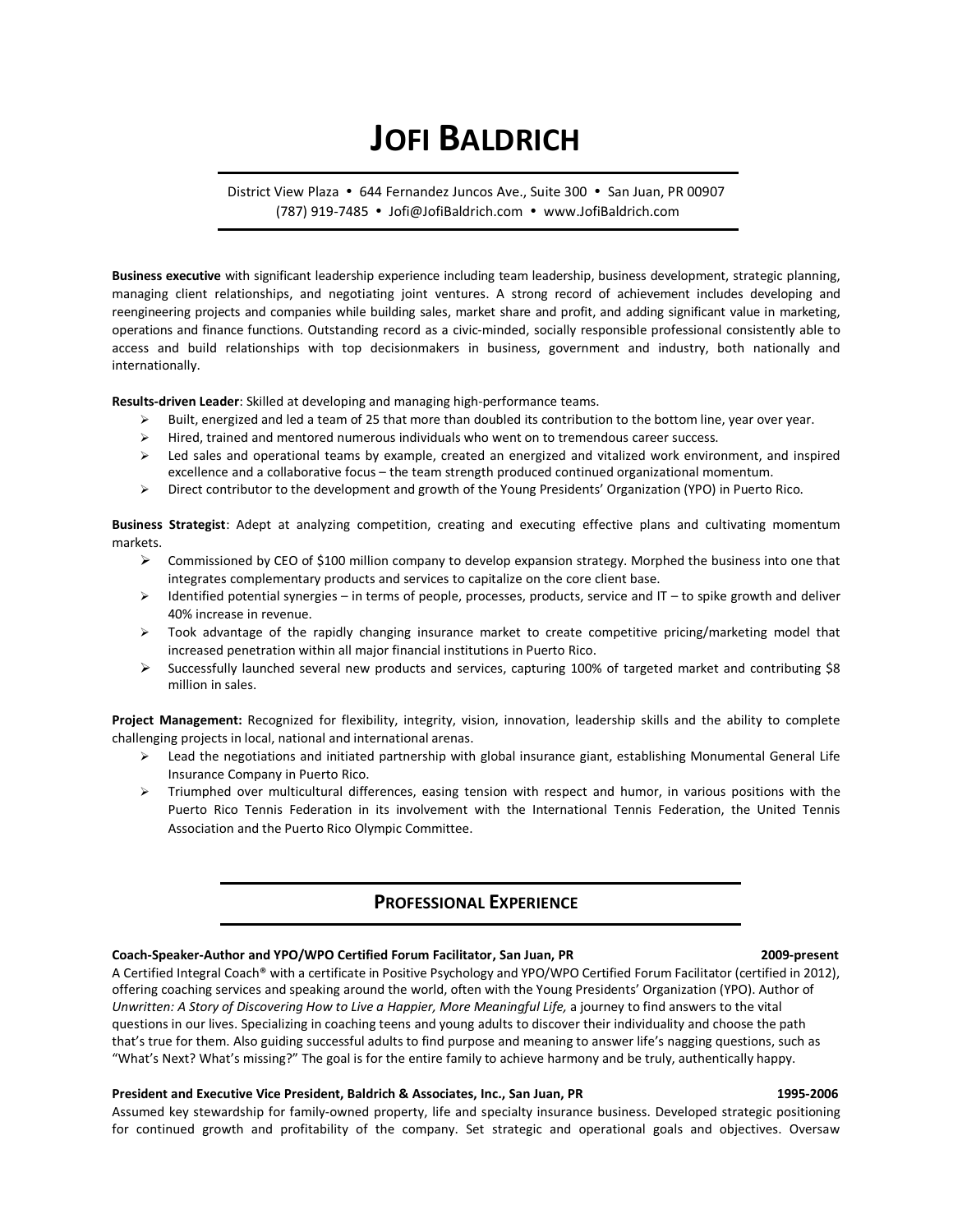# JOFI BALDRICH

District View Plaza • 644 Fernandez Juncos Ave., Suite 300 • San Juan, PR 00907
(787) 919-7485 • Jofi@JofiBaldrich.com • www.JofiBaldrich.com

**Business executive** with significant leadership experience including team leadership, business development, strategic planning, managing client relationships, and negotiating joint ventures. A strong record of achievement includes developing and reengineering projects and companies while building sales, market share and profit, and adding significant value in marketing, operations and finance functions. Outstanding record as a civic-minded, socially responsible professional consistently able to access and build relationships with top decisionmakers in business, government and industry, both nationally and internationally.

**Results-driven Leader**: Skilled at developing and managing high-performance teams.

- Built, energized and led a team of 25 that more than doubled its contribution to the bottom line, year over year.
- Hired, trained and mentored numerous individuals who went on to tremendous career success.
- Led sales and operational teams by example, created an energized and vitalized work environment, and inspired excellence and a collaborative focus – the team strength produced continued organizational momentum.
- Direct contributor to the development and growth of the Young Presidents' Organization (YPO) in Puerto Rico.

**Business Strategist**: Adept at analyzing competition, creating and executing effective plans and cultivating momentum markets.

- Commissioned by CEO of $100 million company to develop expansion strategy. Morphed the business into one that integrates complementary products and services to capitalize on the core client base.
- Identified potential synergies – in terms of people, processes, products, service and IT – to spike growth and deliver 40% increase in revenue.
- Took advantage of the rapidly changing insurance market to create competitive pricing/marketing model that increased penetration within all major financial institutions in Puerto Rico.
- Successfully launched several new products and services, capturing 100% of targeted market and contributing $8 million in sales.

**Project Management:** Recognized for flexibility, integrity, vision, innovation, leadership skills and the ability to complete challenging projects in local, national and international arenas.

- Lead the negotiations and initiated partnership with global insurance giant, establishing Monumental General Life Insurance Company in Puerto Rico.
- Triumphed over multicultural differences, easing tension with respect and humor, in various positions with the Puerto Rico Tennis Federation in its involvement with the International Tennis Federation, the United Tennis Association and the Puerto Rico Olympic Committee.

## PROFESSIONAL EXPERIENCE

**Coach-Speaker-Author and YPO/WPO Certified Forum Facilitator, San Juan, PR** **2009-present**

A Certified Integral Coach® with a certificate in Positive Psychology and YPO/WPO Certified Forum Facilitator (certified in 2012), offering coaching services and speaking around the world, often with the Young Presidents' Organization (YPO). Author of *Unwritten: A Story of Discovering How to Live a Happier, More Meaningful Life,* a journey to find answers to the vital questions in our lives. Specializing in coaching teens and young adults to discover their individuality and choose the path that's true for them. Also guiding successful adults to find purpose and meaning to answer life's nagging questions, such as "What's Next? What's missing?" The goal is for the entire family to achieve harmony and be truly, authentically happy.

**President and Executive Vice President, Baldrich & Associates, Inc., San Juan, PR** **1995-2006**

Assumed key stewardship for family-owned property, life and specialty insurance business. Developed strategic positioning for continued growth and profitability of the company. Set strategic and operational goals and objectives. Oversaw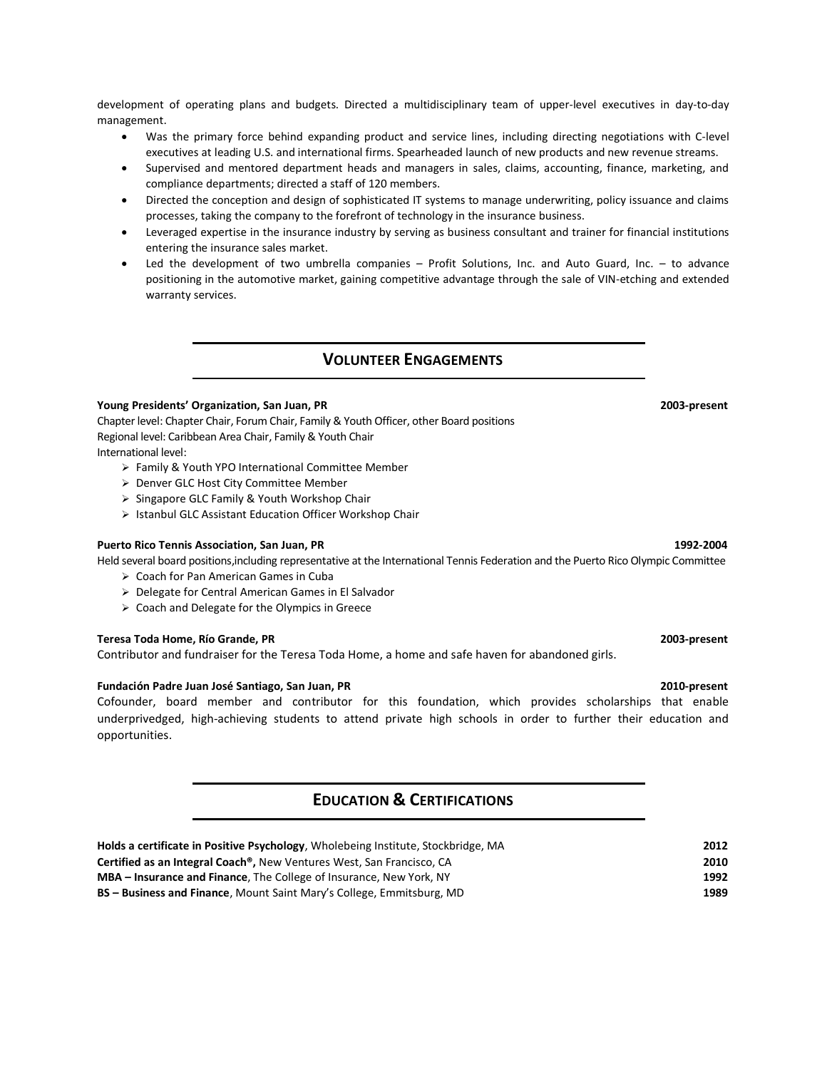development of operating plans and budgets. Directed a multidisciplinary team of upper-level executives in day-to-day management.

- Was the primary force behind expanding product and service lines, including directing negotiations with C-level executives at leading U.S. and international firms. Spearheaded launch of new products and new revenue streams.
- Supervised and mentored department heads and managers in sales, claims, accounting, finance, marketing, and compliance departments; directed a staff of 120 members.
- Directed the conception and design of sophisticated IT systems to manage underwriting, policy issuance and claims processes, taking the company to the forefront of technology in the insurance business.
- Leveraged expertise in the insurance industry by serving as business consultant and trainer for financial institutions entering the insurance sales market.
- Led the development of two umbrella companies – Profit Solutions, Inc. and Auto Guard, Inc. – to advance positioning in the automotive market, gaining competitive advantage through the sale of VIN-etching and extended warranty services.

## VOLUNTEER ENGAGEMENTS

**Young Presidents' Organization, San Juan, PR** **2003-present**

Chapter level: Chapter Chair, Forum Chair, Family & Youth Officer, other Board positions
Regional level: Caribbean Area Chair, Family & Youth Chair
International level:

- Family & Youth YPO International Committee Member
- Denver GLC Host City Committee Member
- Singapore GLC Family & Youth Workshop Chair
- Istanbul GLC Assistant Education Officer Workshop Chair

**Puerto Rico Tennis Association, San Juan, PR** **1992-2004**

Held several board positions,including representative at the International Tennis Federation and the Puerto Rico Olympic Committee

- Coach for Pan American Games in Cuba
- Delegate for Central American Games in El Salvador
- Coach and Delegate for the Olympics in Greece

**Teresa Toda Home, Río Grande, PR** **2003-present**

Contributor and fundraiser for the Teresa Toda Home, a home and safe haven for abandoned girls.

**Fundación Padre Juan José Santiago, San Juan, PR** **2010-present**

Cofounder, board member and contributor for this foundation, which provides scholarships that enable underprivedged, high-achieving students to attend private high schools in order to further their education and opportunities.

## EDUCATION & CERTIFICATIONS

**Holds a certificate in Positive Psychology**, Wholebeing Institute, Stockbridge, MA **2012**
**Certified as an Integral Coach®,** New Ventures West, San Francisco, CA **2010**
**MBA – Insurance and Finance**, The College of Insurance, New York, NY **1992**
**BS – Business and Finance**, Mount Saint Mary's College, Emmitsburg, MD **1989**